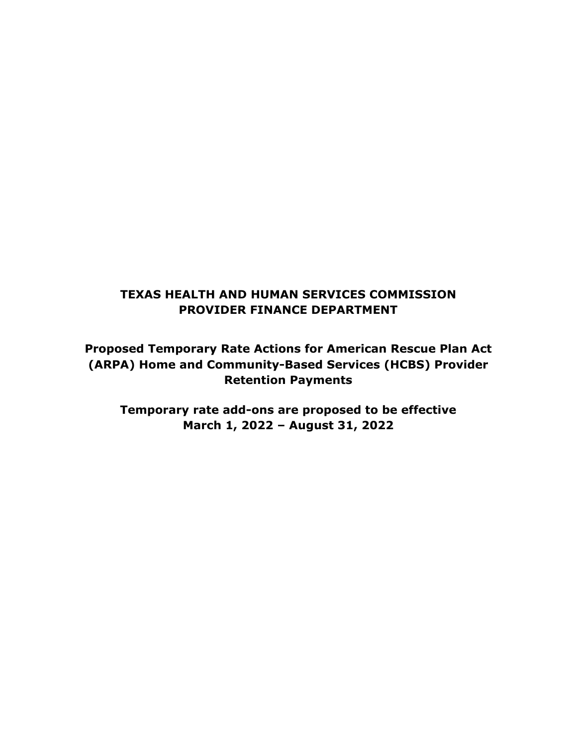# TEXAS HEALTH AND HUMAN SERVICES COMMISSION
# PROVIDER FINANCE DEPARTMENT

## Proposed Temporary Rate Actions for American Rescue Plan Act (ARPA) Home and Community-Based Services (HCBS) Provider Retention Payments

**Temporary rate add-ons are proposed to be effective March 1, 2022 – August 31, 2022**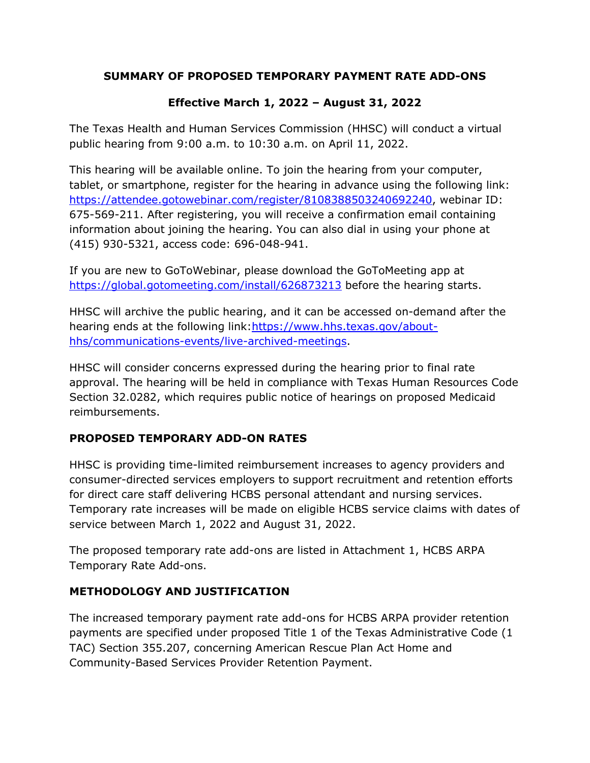**SUMMARY OF PROPOSED TEMPORARY PAYMENT RATE ADD-ONS**

**Effective March 1, 2022 – August 31, 2022**

The Texas Health and Human Services Commission (HHSC) will conduct a virtual public hearing from 9:00 a.m. to 10:30 a.m. on April 11, 2022.

This hearing will be available online. To join the hearing from your computer, tablet, or smartphone, register for the hearing in advance using the following link: [https://attendee.gotowebinar.com/register/8108388503240692240](https://attendee.gotowebinar.com/register/8108388503240692240), webinar ID: 675-569-211. After registering, you will receive a confirmation email containing information about joining the hearing. You can also dial in using your phone at (415) 930-5321, access code: 696-048-941.

If you are new to GoToWebinar, please download the GoToMeeting app at [https://global.gotomeeting.com/install/626873213](https://global.gotomeeting.com/install/626873213) before the hearing starts.

HHSC will archive the public hearing, and it can be accessed on-demand after the hearing ends at the following link:[https://www.hhs.texas.gov/about-hhs/communications-events/live-archived-meetings](https://www.hhs.texas.gov/about-hhs/communications-events/live-archived-meetings).

HHSC will consider concerns expressed during the hearing prior to final rate approval. The hearing will be held in compliance with Texas Human Resources Code Section 32.0282, which requires public notice of hearings on proposed Medicaid reimbursements.

## PROPOSED TEMPORARY ADD-ON RATES

HHSC is providing time-limited reimbursement increases to agency providers and consumer-directed services employers to support recruitment and retention efforts for direct care staff delivering HCBS personal attendant and nursing services. Temporary rate increases will be made on eligible HCBS service claims with dates of service between March 1, 2022 and August 31, 2022.

The proposed temporary rate add-ons are listed in Attachment 1, HCBS ARPA Temporary Rate Add-ons.

## METHODOLOGY AND JUSTIFICATION

The increased temporary payment rate add-ons for HCBS ARPA provider retention payments are specified under proposed Title 1 of the Texas Administrative Code (1 TAC) Section 355.207, concerning American Rescue Plan Act Home and Community-Based Services Provider Retention Payment.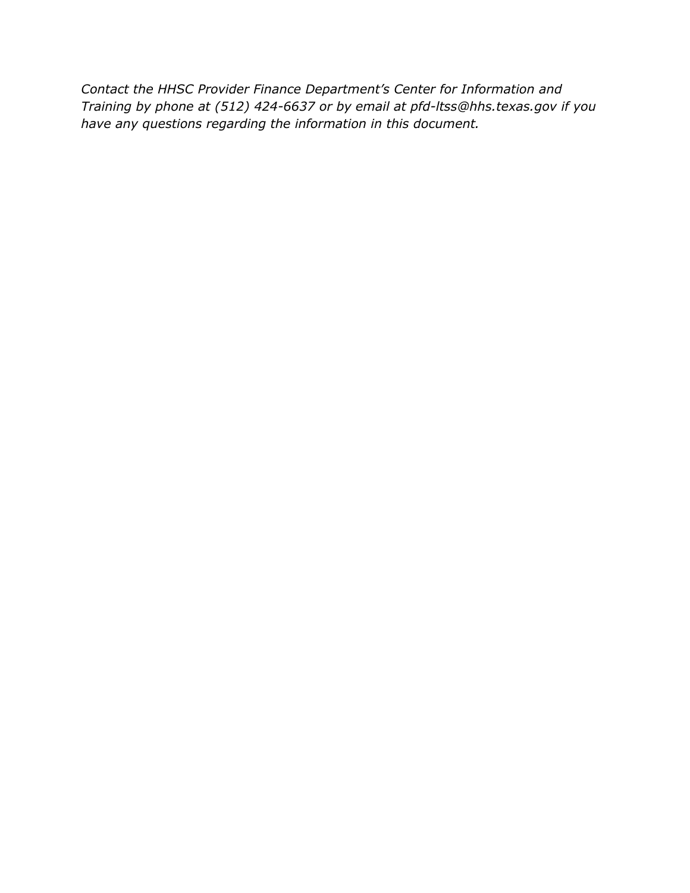*Contact the HHSC Provider Finance Department's Center for Information and Training by phone at (512) 424-6637 or by email at pfd-ltss@hhs.texas.gov if you have any questions regarding the information in this document.*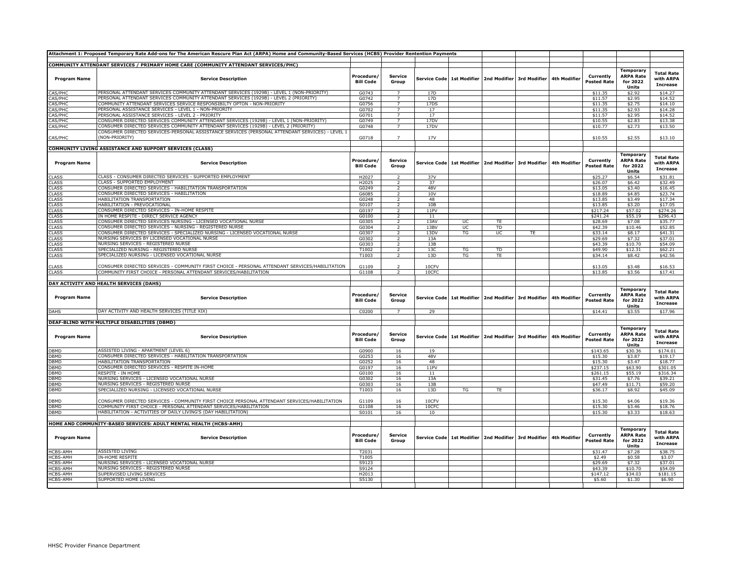**Attachment 1: Proposed Temporary Rate Add-ons for The American Rescue Plan Act (ARPA) Home and Community-Based Services (HCBS) Provider Rentention Payments**

**COMMUNITY ATTENDANT SERVICES / PRIMARY HOME CARE (COMMUNITY ATTENDANT SERVICES/PHC)**

| Program Name | Service Description | Procedure/ Bill Code | Service Group | Service Code | 1st Modifier | 2nd Modifier | 3rd Modifier | 4th Modifier | Currently Posted Rate | Temporary ARPA Rate for 2022 Units | Total Rate with ARPA Increase |
|---|---|---|---|---|---|---|---|---|---|---|---|
| CAS/PHC | PERSONAL ATTENDANT SERVICES COMMUNITY ATTENDANT SERVICES (1929B) - LEVEL 1 (NON-PRIORITY) | G0743 | 7 | 17D | | | | | $11.35 | $2.92 | $14.27 |
| CAS/PHC | PERSONAL ATTENDANT SERVICES COMMUNITY ATTENDANT SERVICES (1929B) - LEVEL 2 (PRIORITY) | G0742 | 7 | 17D | | | | | $11.57 | $2.95 | $14.52 |
| CAS/PHC | COMMUNITY ATTENDANT SERVICES SERVICE RESPONSIBILTY OPTON - NON-PRIORITY | G0756 | 7 | 17DS | | | | | $11.35 | $2.75 | $14.10 |
| CAS/PHC | PERSONAL ASSISTANCE SERVICES - LEVEL 1 - NON-PRIORITY | G0702 | 7 | 17 | | | | | $11.35 | $2.93 | $14.28 |
| CAS/PHC | PERSONAL ASSISTANCE SERVICES - LEVEL 2 - PRIORITY | G0701 | 7 | 17 | | | | | $11.57 | $2.95 | $14.52 |
| CAS/PHC | CONSUMER DIRECTED SERVICES COMMUNITY ATTENDANT SERVICES (1929B) - LEVEL 1 (NON-PRIORITY) | G0749 | 7 | 17DV | | | | | $10.55 | $2.83 | $13.38 |
| CAS/PHC | CONSUMER DIRECTED SERVICES COMMUNITY ATTENDANT SERVICES (1929B) - LEVEL 2 (PRIORITY) | G0748 | 7 | 17DV | | | | | $10.77 | $2.73 | $13.50 |
| CAS/PHC | CONSUMER DIRECTED SERVICES-PERSONAL ASSISTANCE SERVICES (PERSONAL ATTENDANT SERVICES) - LEVEL 1 (NON-PRIORITY) | G0718 | 7 | 17V | | | | | $10.55 | $2.55 | $13.10 |

**COMMUNITY LIVING ASSISTANCE AND SUPPORT SERVICES (CLASS)**

| Program Name | Service Description | Procedure/ Bill Code | Service Group | Service Code | 1st Modifier | 2nd Modifier | 3rd Modifier | 4th Modifier | Currently Posted Rate | Temporary ARPA Rate for 2022 Units | Total Rate with ARPA Increase |
|---|---|---|---|---|---|---|---|---|---|---|---|
| CLASS | CLASS - CONSUMER DIRECTED SERVICES - SUPPORTED EMPLOYMENT | H2027 | 2 | 37V | | | | | $25.27 | $6.54 | $31.81 |
| CLASS | CLASS - SUPPORTED EMPLOYMENT | H2025 | 2 | 37 | | | | | $26.07 | $6.42 | $32.49 |
| CLASS | CONSUMER DIRECTED SERVICES - HABILITATION TRANSPORTATION | G0249 | 2 | 48V | | | | | $13.05 | $3.40 | $16.45 |
| CLASS | CONSUMER DIRECTED SERVICES - HABILITATION | G6085 | 2 | 10V | | | | | $18.89 | $4.85 | $23.74 |
| CLASS | HABILITATION TRANSPORTATION | G0248 | 2 | 48 | | | | | $13.85 | $3.49 | $17.34 |
| CLASS | HABILITATION - PREVOCATIONAL | S0107 | 2 | 10B | | | | | $13.85 | $3.20 | $17.05 |
| CLASS | CONSUMER DIRECTED SERVICES - IN-HOME RESPITE | G0197 | 2 | 11PV | | | | | $217.24 | $57.02 | $274.26 |
| CLASS | IN HOME RESPITE - DIRECT SERVICE AGENCY | G0100 | 2 | 11 | | | | | $241.24 | $55.19 | $296.43 |
| CLASS | CONSUMER DIRECTED SERVICES NURSING - LICENSED VOCATIONAL NURSE | G0305 | 2 | 13AV | UC | TE | | | $28.69 | $7.08 | $35.77 |
| CLASS | CONSUMER DIRECTED SERVICES - NURSING - REGISTERED NURSE | G0304 | 2 | 13BV | UC | TD | | | $42.39 | $10.46 | $52.85 |
| CLASS | CONSUMER DIRECTED SERVICES - SPECIALIZED NURSING - LICENSED VOCATIONAL NURSE | G0307 | 2 | 13DV | TG | UC | TE | | $33.14 | $8.17 | $41.31 |
| CLASS | NURSING SERVICES BY LICENSED VOCATIONAL NURSE | G0302 | 2 | 13A | | | | | $29.69 | $7.32 | $37.01 |
| CLASS | NURSING SERVICES - REGISTERED NURSE | G0303 | 2 | 13B | | | | | $43.39 | $10.70 | $54.09 |
| CLASS | SPECIALIZED NURSING - REGISTERED NURSE | T1002 | 2 | 13C | TG | TD | | | $49.90 | $12.31 | $62.21 |
| CLASS | SPECIALIZED NURSING - LICENSED VOCATIONAL NURSE | T1003 | 2 | 13D | TG | TE | | | $34.14 | $8.42 | $42.56 |
| CLASS | CONSUMER DIRECTED SERVICES - COMMUNITY FIRST CHOICE - PERSONAL ATTENDANT SERVICES/HABILITATION | G1109 | 2 | 10CFV | | | | | $13.05 | $3.48 | $16.53 |
| CLASS | COMMUNITY FIRST CHOICE - PERSONAL ATTENDANT SERVICES/HABILITATION | G1108 | 2 | 10CFC | | | | | $13.85 | $3.56 | $17.41 |

**DAY ACTIVITY AND HEALTH SERVICES (DAHS)**

| Program Name | Service Description | Procedure/ Bill Code | Service Group | Service Code | 1st Modifier | 2nd Modifier | 3rd Modifier | 4th Modifier | Currently Posted Rate | Temporary ARPA Rate for 2022 Units | Total Rate with ARPA Increase |
|---|---|---|---|---|---|---|---|---|---|---|---|
| DAHS | DAY ACTIVITY AND HEALTH SERVICES (TITLE XIX) | C0200 | 7 | 29 | | | | | $14.41 | $3.55 | $17.96 |

**DEAF-BLIND WITH MULTIPLE DISABILITIES (DBMD)**

| Program Name | Service Description | Procedure/ Bill Code | Service Group | Service Code | 1st Modifier | 2nd Modifier | 3rd Modifier | 4th Modifier | Currently Posted Rate | Temporary ARPA Rate for 2022 Units | Total Rate with ARPA Increase |
|---|---|---|---|---|---|---|---|---|---|---|---|
| DBMD | ASSISTED LIVING - APARTMENT (LEVEL 6) | G0900 | 16 | 19 | | | | | $143.65 | $30.36 | $174.01 |
| DBMD | CONSUMER DIRECTED SERVICES - HABILITATION TRANSPORTATION | G0253 | 16 | 48V | | | | | $15.30 | $3.87 | $19.17 |
| DBMD | HABILITATION TRANSPORTATION | G0252 | 16 | 48 | | | | | $15.30 | $3.47 | $18.77 |
| DBMD | CONSUMER DIRECTED SERVICES - RESPITE IN-HOME | G0197 | 16 | 11PV | | | | | $237.15 | $63.90 | $301.05 |
| DBMD | RESPITE - IN HOME | G0100 | 16 | 11 | | | | | $261.15 | $55.19 | $316.34 |
| DBMD | NURSING SERVICES - LICENSED VOCATIONAL NURSE | G0302 | 16 | 13A | | | | | $31.45 | $7.76 | $39.21 |
| DBMD | NURSING SERVICES - REGISTERED NURSE | G0303 | 16 | 13B | | | | | $47.49 | $11.71 | $59.20 |
| DBMD | SPECIALIZED NURSING - LICENSED VOCATIONAL NURSE | T1003 | 16 | 13D | TG | TE | | | $36.17 | $8.92 | $45.09 |
| DBMD | CONSUMER DIRECTED SERVICES - COMMUNITY FIRST CHOICE PERSONAL ATTENDANT SERVICES/HABILITATION | G1109 | 16 | 10CFV | | | | | $15.30 | $4.06 | $19.36 |
| DBMD | COMMUNITY FIRST CHOICE - PERSONAL ATTENDANT SERVICES/HABILITATION | G1108 | 16 | 10CFC | | | | | $15.30 | $3.46 | $18.76 |
| DBMD | HABILITATION - ACTIVITIES OF DAILY LIVING'S (DAY HABILITATION) | S0101 | 16 | 10 | | | | | $15.30 | $3.33 | $18.63 |

**HOME AND COMMUNITY-BASED SERVICES: ADULT MENTAL HEALTH (HCBS-AMH)**

| Program Name | Service Description | Procedure/ Bill Code | Service Group | Service Code | 1st Modifier | 2nd Modifier | 3rd Modifier | 4th Modifier | Currently Posted Rate | Temporary ARPA Rate for 2022 Units | Total Rate with ARPA Increase |
|---|---|---|---|---|---|---|---|---|---|---|---|
| HCBS-AMH | ASSISTED LIVING | T2031 | | | | | | | $31.47 | $7.28 | $38.75 |
| HCBS-AMH | IN-HOME RESPITE | T1005 | | | | | | | $2.49 | $0.58 | $3.07 |
| HCBS-AMH | NURSING SERVICES - LICENSED VOCATIONAL NURSE | S9123 | | | | | | | $29.69 | $7.32 | $37.01 |
| HCBS-AMH | NURSING SERVICES - REGISTERED NURSE | S9124 | | | | | | | $43.39 | $10.70 | $54.09 |
| HCBS-AMH | SUPERVISED LIVING SERVICES | H2013 | | | | | | | $147.12 | $34.03 | $181.15 |
| HCBS-AMH | SUPPORTED HOME LIVING | S5130 | | | | | | | $5.60 | $1.30 | $6.90 |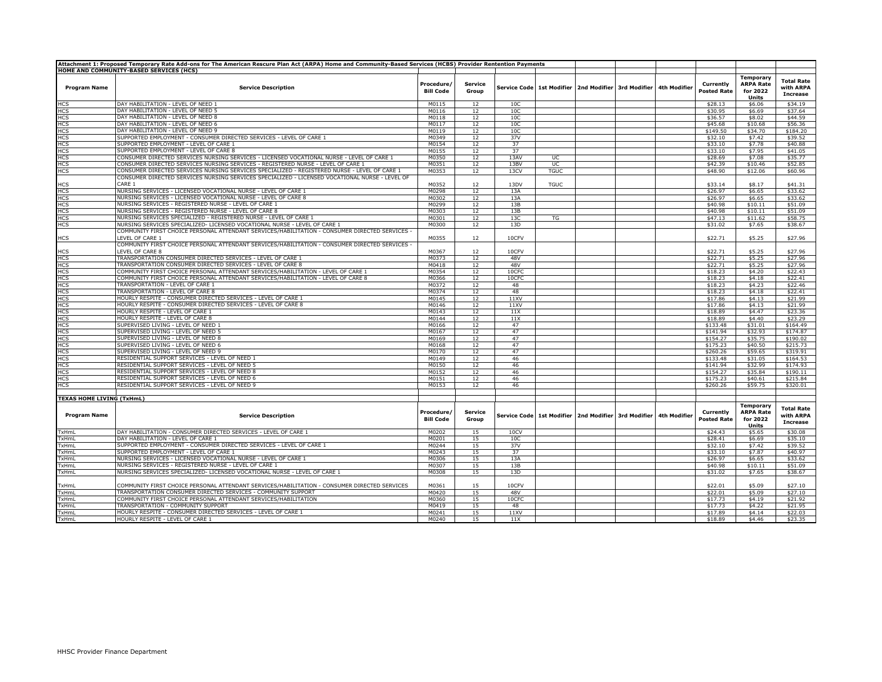**Attachment 1: Proposed Temporary Rate Add-ons for The American Rescue Plan Act (ARPA) Home and Community-Based Services (HCBS) Provider Rentention Payments**

**HOME AND COMMUNITY-BASED SERVICES (HCS)**

| Program Name | Service Description | Procedure/ Bill Code | Service Group | Service Code | 1st Modifier | 2nd Modifier | 3rd Modifier | 4th Modifier | Currently Posted Rate | Temporary ARPA Rate for 2022 Units | Total Rate with ARPA Increase |
|---|---|---|---|---|---|---|---|---|---|---|---|
| HCS | DAY HABILITATION - LEVEL OF NEED 1 | M0115 | 12 | 10C | | | | | $28.13 | $6.06 | $34.19 |
| HCS | DAY HABILITATION - LEVEL OF NEED 5 | M0116 | 12 | 10C | | | | | $30.95 | $6.69 | $37.64 |
| HCS | DAY HABILITATION - LEVEL OF NEED 8 | M0118 | 12 | 10C | | | | | $36.57 | $8.02 | $44.59 |
| HCS | DAY HABILITATION - LEVEL OF NEED 6 | M0117 | 12 | 10C | | | | | $45.68 | $10.68 | $56.36 |
| HCS | DAY HABILITATION - LEVEL OF NEED 9 | M0119 | 12 | 10C | | | | | $149.50 | $34.70 | $184.20 |
| HCS | SUPPORTED EMPLOYMENT - CONSUMER DIRECTED SERVICES - LEVEL OF CARE 1 | M0349 | 12 | 37V | | | | | $32.10 | $7.42 | $39.52 |
| HCS | SUPPORTED EMPLOYMENT - LEVEL OF CARE 1 | M0154 | 12 | 37 | | | | | $33.10 | $7.78 | $40.88 |
| HCS | SUPPORTED EMPLOYMENT - LEVEL OF CARE 8 | M0155 | 12 | 37 | | | | | $33.10 | $7.95 | $41.05 |
| HCS | CONSUMER DIRECTED SERVICES NURSING SERVICES - LICENSED VOCATIONAL NURSE - LEVEL OF CARE 1 | M0350 | 12 | 13AV | UC | | | | $28.69 | $7.08 | $35.77 |
| HCS | CONSUMER DIRECTED SERVICES NURSING SERVICES - REGISTERED NURSE - LEVEL OF CARE 1 | M0351 | 12 | 13BV | UC | | | | $42.39 | $10.46 | $52.85 |
| HCS | CONSUMER DIRECTED SERVICES NURSING SERVICES SPECIALIZED - REGISTERED NURSE - LEVEL OF CARE 1 | M0353 | 12 | 13CV | TGUC | | | | $48.90 | $12.06 | $60.96 |
| HCS | CONSUMER DIRECTED SERVICES NURSING SERVICES SPECIALIZED - LICENSED VOCATIONAL NURSE - LEVEL OF CARE 1 | M0352 | 12 | 13DV | TGUC | | | | $33.14 | $8.17 | $41.31 |
| HCS | NURSING SERVICES - LICENSED VOCATIONAL NURSE - LEVEL OF CARE 1 | M0298 | 12 | 13A | | | | | $26.97 | $6.65 | $33.62 |
| HCS | NURSING SERVICES - LICENSED VOCATIONAL NURSE - LEVEL OF CARE 8 | M0302 | 12 | 13A | | | | | $26.97 | $6.65 | $33.62 |
| HCS | NURSING SERVICES - REGISTERED NURSE - LEVEL OF CARE 1 | M0299 | 12 | 13B | | | | | $40.98 | $10.11 | $51.09 |
| HCS | NURSING SERVICES - REGISTERED NURSE - LEVEL OF CARE 8 | M0303 | 12 | 13B | | | | | $40.98 | $10.11 | $51.09 |
| HCS | NURSING SERVICES SPECIALIZED - REGISTERED NURSE - LEVEL OF CARE 1 | M0301 | 12 | 13C | TG | | | | $47.13 | $11.62 | $58.75 |
| HCS | NURSING SERVICES SPECIALIZED- LICENSED VOCATIONAL NURSE - LEVEL OF CARE 1 | M0300 | 12 | 13D | | | | | $31.02 | $7.65 | $38.67 |
| HCS | COMMUNITY FIRST CHOICE PERSONAL ATTENDANT SERVICES/HABILITATION - CONSUMER DIRECTED SERVICES - LEVEL OF CARE 1 | M0355 | 12 | 10CFV | | | | | $22.71 | $5.25 | $27.96 |
| HCS | COMMUNITY FIRST CHOICE PERSONAL ATTENDANT SERVICES/HABILITATION - CONSUMER DIRECTED SERVICES - LEVEL OF CARE 8 | M0367 | 12 | 10CFV | | | | | $22.71 | $5.25 | $27.96 |
| HCS | TRANSPORTATION CONSUMER DIRECTED SERVICES - LEVEL OF CARE 1 | M0373 | 12 | 48V | | | | | $22.71 | $5.25 | $27.96 |
| HCS | TRANSPORTATION CONSUMER DIRECTED SERVICES - LEVEL OF CARE 8 | M0418 | 12 | 48V | | | | | $22.71 | $5.25 | $27.96 |
| HCS | COMMUNITY FIRST CHOICE PERSONAL ATTENDANT SERVICES/HABILITATION - LEVEL OF CARE 1 | M0354 | 12 | 10CFC | | | | | $18.23 | $4.20 | $22.43 |
| HCS | COMMUNITY FIRST CHOICE PERSONAL ATTENDANT SERVICES/HABILITATION - LEVEL OF CARE 8 | M0366 | 12 | 10CFC | | | | | $18.23 | $4.18 | $22.41 |
| HCS | TRANSPORTATION - LEVEL OF CARE 1 | M0372 | 12 | 48 | | | | | $18.23 | $4.23 | $22.46 |
| HCS | TRANSPORTATION - LEVEL OF CARE 8 | M0374 | 12 | 48 | | | | | $18.23 | $4.18 | $22.41 |
| HCS | HOURLY RESPITE - CONSUMER DIRECTED SERVICES - LEVEL OF CARE 1 | M0145 | 12 | 11XV | | | | | $17.86 | $4.13 | $21.99 |
| HCS | HOURLY RESPITE - CONSUMER DIRECTED SERVICES - LEVEL OF CARE 8 | M0146 | 12 | 11XV | | | | | $17.86 | $4.13 | $21.99 |
| HCS | HOURLY RESPITE - LEVEL OF CARE 1 | M0143 | 12 | 11X | | | | | $18.89 | $4.47 | $23.36 |
| HCS | HOURLY RESPITE - LEVEL OF CARE 8 | M0144 | 12 | 11X | | | | | $18.89 | $4.40 | $23.29 |
| HCS | SUPERVISED LIVING - LEVEL OF NEED 1 | M0166 | 12 | 47 | | | | | $133.48 | $31.01 | $164.49 |
| HCS | SUPERVISED LIVING - LEVEL OF NEED 5 | M0167 | 12 | 47 | | | | | $141.94 | $32.93 | $174.87 |
| HCS | SUPERVISED LIVING - LEVEL OF NEED 8 | M0169 | 12 | 47 | | | | | $154.27 | $35.75 | $190.02 |
| HCS | SUPERVISED LIVING - LEVEL OF NEED 6 | M0168 | 12 | 47 | | | | | $175.23 | $40.50 | $215.73 |
| HCS | SUPERVISED LIVING - LEVEL OF NEED 9 | M0170 | 12 | 47 | | | | | $260.26 | $59.65 | $319.91 |
| HCS | RESIDENTIAL SUPPORT SERVICES - LEVEL OF NEED 1 | M0149 | 12 | 46 | | | | | $133.48 | $31.05 | $164.53 |
| HCS | RESIDENTIAL SUPPORT SERVICES - LEVEL OF NEED 5 | M0150 | 12 | 46 | | | | | $141.94 | $32.99 | $174.93 |
| HCS | RESIDENTIAL SUPPORT SERVICES - LEVEL OF NEED 8 | M0152 | 12 | 46 | | | | | $154.27 | $35.84 | $190.11 |
| HCS | RESIDENTIAL SUPPORT SERVICES - LEVEL OF NEED 6 | M0151 | 12 | 46 | | | | | $175.23 | $40.61 | $215.84 |
| HCS | RESIDENTIAL SUPPORT SERVICES - LEVEL OF NEED 9 | M0153 | 12 | 46 | | | | | $260.26 | $59.75 | $320.01 |

**TEXAS HOME LIVING (TxHmL)**

| Program Name | Service Description | Procedure/ Bill Code | Service Group | Service Code | 1st Modifier | 2nd Modifier | 3rd Modifier | 4th Modifier | Currently Posted Rate | Temporary ARPA Rate for 2022 Units | Total Rate with ARPA Increase |
|---|---|---|---|---|---|---|---|---|---|---|---|
| TxHmL | DAY HABILITATION - CONSUMER DIRECTED SERVICES - LEVEL OF CARE 1 | M0202 | 15 | 10CV | | | | | $24.43 | $5.65 | $30.08 |
| TxHmL | DAY HABILITATION - LEVEL OF CARE 1 | M0201 | 15 | 10C | | | | | $28.41 | $6.69 | $35.10 |
| TxHmL | SUPPORTED EMPLOYMENT - CONSUMER DIRECTED SERVICES - LEVEL OF CARE 1 | M0244 | 15 | 37V | | | | | $32.10 | $7.42 | $39.52 |
| TxHmL | SUPPORTED EMPLOYMENT - LEVEL OF CARE 1 | M0243 | 15 | 37 | | | | | $33.10 | $7.87 | $40.97 |
| TxHmL | NURSING SERVICES - LICENSED VOCATIONAL NURSE - LEVEL OF CARE 1 | M0306 | 15 | 13A | | | | | $26.97 | $6.65 | $33.62 |
| TxHmL | NURSING SERVICES - REGISTERED NURSE - LEVEL OF CARE 1 | M0307 | 15 | 13B | | | | | $40.98 | $10.11 | $51.09 |
| TxHmL | NURSING SERVICES SPECIALIZED- LICENSED VOCATIONAL NURSE - LEVEL OF CARE 1 | M0308 | 15 | 13D | | | | | $31.02 | $7.65 | $38.67 |
| TxHmL | COMMUNITY FIRST CHOICE PERSONAL ATTENDANT SERVICES/HABILITATION - CONSUMER DIRECTED SERVICES | M0361 | 15 | 10CFV | | | | | $22.01 | $5.09 | $27.10 |
| TxHmL | TRANSPORTATION CONSUMER DIRECTED SERVICES - COMMUNITY SUPPORT | M0420 | 15 | 48V | | | | | $22.01 | $5.09 | $27.10 |
| TxHmL | COMMUNITY FIRST CHOICE PERSONAL ATTENDANT SERVICES/HABILITATION | M0360 | 15 | 10CFC | | | | | $17.73 | $4.19 | $21.92 |
| TxHmL | TRANSPORTATION - COMMUNITY SUPPORT | M0419 | 15 | 48 | | | | | $17.73 | $4.22 | $21.95 |
| TxHmL | HOURLY RESPITE - CONSUMER DIRECTED SERVICES - LEVEL OF CARE 1 | M0241 | 15 | 11XV | | | | | $17.89 | $4.14 | $22.03 |
| TxHmL | HOURLY RESPITE - LEVEL OF CARE 1 | M0240 | 15 | 11X | | | | | $18.89 | $4.46 | $23.35 |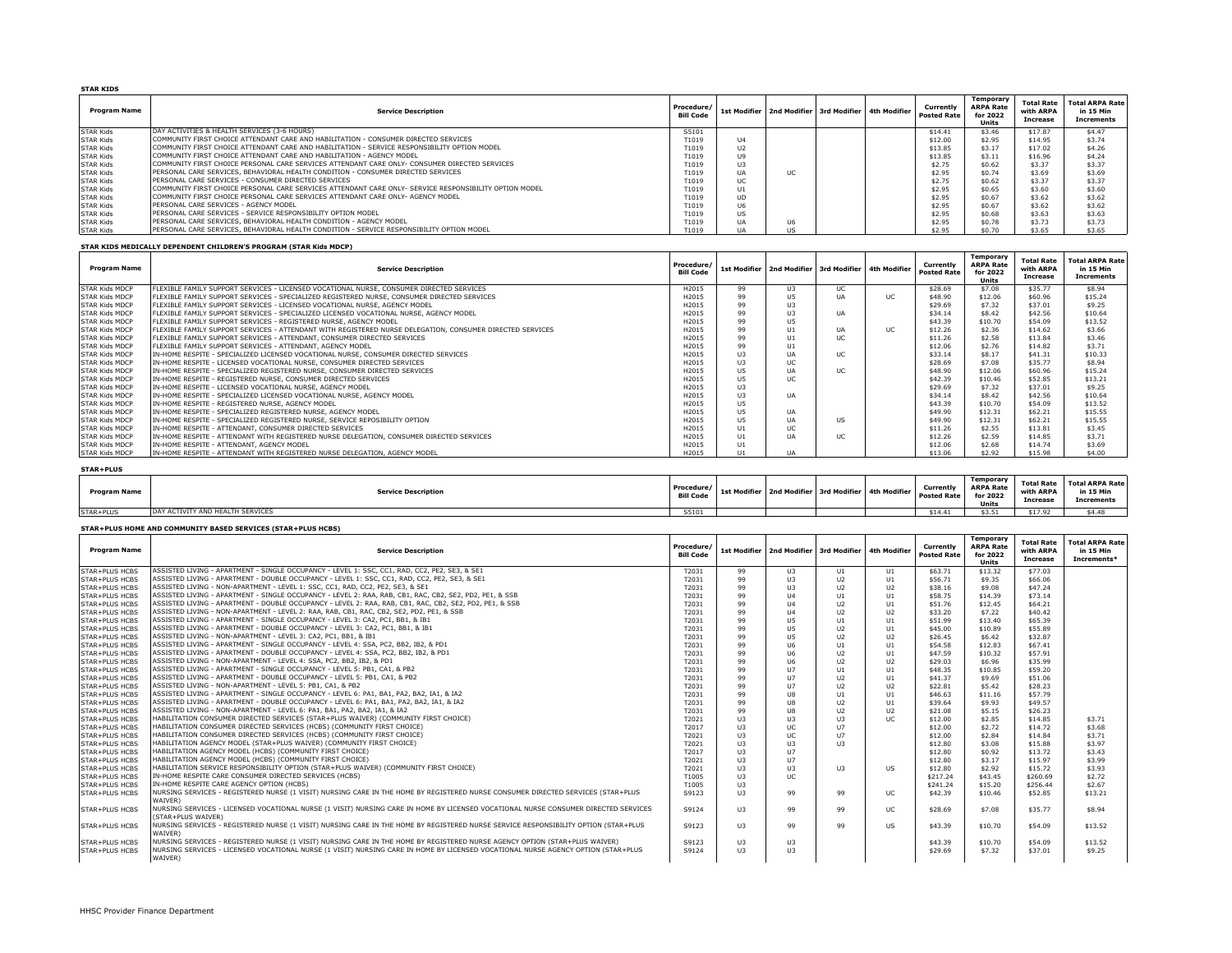**STAR KIDS**

| Program Name | Service Description | Procedure/ Bill Code | 1st Modifier | 2nd Modifier | 3rd Modifier | 4th Modifier | Currently Posted Rate | Temporary ARPA Rate for 2022 Units | Total Rate with ARPA Increase | Total ARPA Rate in 15 Min Increments |
|---|---|---|---|---|---|---|---|---|---|---|
| STAR Kids | DAY ACTIVITIES & HEALTH SERVICES (3-6 HOURS) | S5101 | | | | | $14.41 | $3.46 | $17.87 | $4.47 |
| STAR Kids | COMMUNITY FIRST CHOICE ATTENDANT CARE AND HABILITATION - CONSUMER DIRECTED SERVICES | T1019 | U4 | | | | $12.00 | $2.95 | $14.95 | $3.74 |
| STAR Kids | COMMUNITY FIRST CHOICE ATTENDANT CARE AND HABILITATION - SERVICE RESPONSIBILITY OPTION MODEL | T1019 | U2 | | | | $13.85 | $3.17 | $17.02 | $4.26 |
| STAR Kids | COMMUNITY FIRST CHOICE ATTENDANT CARE AND HABILITATION - AGENCY MODEL | T1019 | U9 | | | | $13.85 | $3.11 | $16.96 | $4.24 |
| STAR Kids | COMMUNITY FIRST CHOICE PERSONAL CARE SERVICES ATTENDANT CARE ONLY- CONSUMER DIRECTED SERVICES | T1019 | U3 | | | | $2.75 | $0.62 | $3.37 | $3.37 |
| STAR Kids | PERSONAL CARE SERVICES, BEHAVIORAL HEALTH CONDITION - CONSUMER DIRECTED SERVICES | T1019 | UA | UC | | | $2.95 | $0.74 | $3.69 | $3.69 |
| STAR Kids | PERSONAL CARE SERVICES - CONSUMER DIRECTED SERVICES | T1019 | UC | | | | $2.75 | $0.62 | $3.37 | $3.37 |
| STAR Kids | COMMUNITY FIRST CHOICE PERSONAL CARE SERVICES ATTENDANT CARE ONLY- SERVICE RESPONSIBILITY OPTION MODEL | T1019 | U1 | | | | $2.95 | $0.65 | $3.60 | $3.60 |
| STAR Kids | COMMUNITY FIRST CHOICE PERSONAL CARE SERVICES ATTENDANT CARE ONLY- AGENCY MODEL | T1019 | UD | | | | $2.95 | $0.67 | $3.62 | $3.62 |
| STAR Kids | PERSONAL CARE SERVICES - AGENCY MODEL | T1019 | U6 | | | | $2.95 | $0.67 | $3.62 | $3.62 |
| STAR Kids | PERSONAL CARE SERVICES - SERVICE RESPONSIBILITY OPTION MODEL | T1019 | US | | | | $2.95 | $0.68 | $3.63 | $3.63 |
| STAR Kids | PERSONAL CARE SERVICES, BEHAVIORAL HEALTH CONDITION - AGENCY MODEL | T1019 | UA | U6 | | | $2.95 | $0.78 | $3.73 | $3.73 |
| STAR Kids | PERSONAL CARE SERVICES, BEHAVIORAL HEALTH CONDITION - SERVICE RESPONSIBILITY OPTION MODEL | T1019 | UA | US | | | $2.95 | $0.70 | $3.65 | $3.65 |

**STAR KIDS MEDICALLY DEPENDENT CHILDREN'S PROGRAM (STAR Kids MDCP)**

| Program Name | Service Description | Procedure/ Bill Code | 1st Modifier | 2nd Modifier | 3rd Modifier | 4th Modifier | Currently Posted Rate | Temporary ARPA Rate for 2022 Units | Total Rate with ARPA Increase | Total ARPA Rate in 15 Min Increments |
|---|---|---|---|---|---|---|---|---|---|---|
| STAR Kids MDCP | FLEXIBLE FAMILY SUPPORT SERVICES - LICENSED VOCATIONAL NURSE, CONSUMER DIRECTED SERVICES | H2015 | 99 | U3 | UC | | $28.69 | $7.08 | $35.77 | $8.94 |
| STAR Kids MDCP | FLEXIBLE FAMILY SUPPORT SERVICES - SPECIALIZED REGISTERED NURSE, CONSUMER DIRECTED SERVICES | H2015 | 99 | U5 | UA | UC | $48.90 | $12.06 | $60.96 | $15.24 |
| STAR Kids MDCP | FLEXIBLE FAMILY SUPPORT SERVICES - LICENSED VOCATIONAL NURSE, AGENCY MODEL | H2015 | 99 | U3 | | | $29.69 | $7.32 | $37.01 | $9.25 |
| STAR Kids MDCP | FLEXIBLE FAMILY SUPPORT SERVICES - SPECIALIZED LICENSED VOCATIONAL NURSE, AGENCY MODEL | H2015 | 99 | U3 | UA | | $34.14 | $8.42 | $42.56 | $10.64 |
| STAR Kids MDCP | FLEXIBLE FAMILY SUPPORT SERVICES - REGISTERED NURSE, AGENCY MODEL | H2015 | 99 | U5 | | | $43.39 | $10.70 | $54.09 | $13.52 |
| STAR Kids MDCP | FLEXIBLE FAMILY SUPPORT SERVICES - ATTENDANT WITH REGISTERED NURSE DELEGATION, CONSUMER DIRECTED SERVICES | H2015 | 99 | U1 | UA | UC | $12.26 | $2.36 | $14.62 | $3.66 |
| STAR Kids MDCP | FLEXIBLE FAMILY SUPPORT SERVICES - ATTENDANT, CONSUMER DIRECTED SERVICES | H2015 | 99 | U1 | UC | | $11.26 | $2.58 | $13.84 | $3.46 |
| STAR Kids MDCP | FLEXIBLE FAMILY SUPPORT SERVICES - ATTENDANT, AGENCY MODEL | H2015 | 99 | U1 | | | $12.06 | $2.76 | $14.82 | $3.71 |
| STAR Kids MDCP | IN-HOME RESPITE - SPECIALIZED LICENSED VOCATIONAL NURSE, CONSUMER DIRECTED SERVICES | H2015 | U3 | UA | UC | | $33.14 | $8.17 | $41.31 | $10.33 |
| STAR Kids MDCP | IN-HOME RESPITE - LICENSED VOCATIONAL NURSE, CONSUMER DIRECTED SERVICES | H2015 | U3 | UC | | | $28.69 | $7.08 | $35.77 | $8.94 |
| STAR Kids MDCP | IN-HOME RESPITE - SPECIALIZED REGISTERED NURSE, CONSUMER DIRECTED SERVICES | H2015 | U5 | UA | UC | | $48.90 | $12.06 | $60.96 | $15.24 |
| STAR Kids MDCP | IN-HOME RESPITE - REGISTERED NURSE, CONSUMER DIRECTED SERVICES | H2015 | U5 | UC | | | $42.39 | $10.46 | $52.85 | $13.21 |
| STAR Kids MDCP | IN-HOME RESPITE - LICENSED VOCATIONAL NURSE, AGENCY MODEL | H2015 | U3 | | | | $29.69 | $7.32 | $37.01 | $9.25 |
| STAR Kids MDCP | IN-HOME RESPITE - SPECIALIZED LICENSED VOCATIONAL NURSE, AGENCY MODEL | H2015 | U3 | UA | | | $34.14 | $8.42 | $42.56 | $10.64 |
| STAR Kids MDCP | IN-HOME RESPITE - REGISTERED NURSE, AGENCY MODEL | H2015 | U5 | | | | $43.39 | $10.70 | $54.09 | $13.52 |
| STAR Kids MDCP | IN-HOME RESPITE - SPECIALIZED REGISTERED NURSE, AGENCY MODEL | H2015 | U5 | UA | | | $49.90 | $12.31 | $62.21 | $15.55 |
| STAR Kids MDCP | IN-HOME RESPITE - SPECIALIZED REGISTERED NURSE, SERVICE REPOSIBILITY OPTION | H2015 | U5 | UA | US | | $49.90 | $12.31 | $62.21 | $15.55 |
| STAR Kids MDCP | IN-HOME RESPITE - ATTENDANT, CONSUMER DIRECTED SERVICES | H2015 | U1 | UC | | | $11.26 | $2.55 | $13.81 | $3.45 |
| STAR Kids MDCP | IN-HOME RESPITE - ATTENDANT WITH REGISTERED NURSE DELEGATION, CONSUMER DIRECTED SERVICES | H2015 | U1 | UA | UC | | $12.26 | $2.59 | $14.85 | $3.71 |
| STAR Kids MDCP | IN-HOME RESPITE - ATTENDANT, AGENCY MODEL | H2015 | U1 | | | | $12.06 | $2.68 | $14.74 | $3.69 |
| STAR Kids MDCP | IN-HOME RESPITE - ATTENDANT WITH REGISTERED NURSE DELEGATION, AGENCY MODEL | H2015 | U1 | UA | | | $13.06 | $2.92 | $15.98 | $4.00 |

**STAR+PLUS**

| Program Name | Service Description | Procedure/ Bill Code | 1st Modifier | 2nd Modifier | 3rd Modifier | 4th Modifier | Currently Posted Rate | Temporary ARPA Rate for 2022 Units | Total Rate with ARPA Increase | Total ARPA Rate in 15 Min Increments |
|---|---|---|---|---|---|---|---|---|---|---|
| STAR+PLUS | DAY ACTIVITY AND HEALTH SERVICES | S5101 | | | | | $14.41 | $3.51 | $17.92 | $4.48 |

**STAR+PLUS HOME AND COMMUNITY BASED SERVICES (STAR+PLUS HCBS)**

| Program Name | Service Description | Procedure/ Bill Code | 1st Modifier | 2nd Modifier | 3rd Modifier | 4th Modifier | Currently Posted Rate | Temporary ARPA Rate for 2022 Units | Total Rate with ARPA Increase | Total ARPA Rate in 15 Min Increments* |
|---|---|---|---|---|---|---|---|---|---|---|
| STAR+PLUS HCBS | ASSISTED LIVING - APARTMENT - SINGLE OCCUPANCY - LEVEL 1: SSC, CC1, RAD, CC2, PE2, SE3, & SE1 | T2031 | 99 | U3 | U1 | U1 | $63.71 | $13.32 | $77.03 | |
| STAR+PLUS HCBS | ASSISTED LIVING - APARTMENT - DOUBLE OCCUPANCY - LEVEL 1: SSC, CC1, RAD, CC2, PE2, SE3, & SE1 | T2031 | 99 | U3 | U2 | U1 | $56.71 | $9.35 | $66.06 | |
| STAR+PLUS HCBS | ASSISTED LIVING - NON-APARTMENT - LEVEL 1: SSC, CC1, RAD, CC2, PE2, SE3, & SE1 | T2031 | 99 | U3 | U2 | U2 | $38.16 | $9.08 | $47.24 | |
| STAR+PLUS HCBS | ASSISTED LIVING - APARTMENT - SINGLE OCCUPANCY - LEVEL 2: RAA, RAB, CB1, RAC, CB2, SE2, PD2, PE1, & SSB | T2031 | 99 | U4 | U1 | U1 | $58.75 | $14.39 | $73.14 | |
| STAR+PLUS HCBS | ASSISTED LIVING - APARTMENT - DOUBLE OCCUPANCY - LEVEL 2: RAA, RAB, CB1, RAC, CB2, SE2, PD2, PE1, & SSB | T2031 | 99 | U4 | U2 | U1 | $51.76 | $12.45 | $64.21 | |
| STAR+PLUS HCBS | ASSISTED LIVING - NON-APARTMENT - LEVEL 2: RAA, RAB, CB1, RAC, CB2, SE2, PD2, PE1, & SSB | T2031 | 99 | U4 | U2 | U2 | $33.20 | $7.22 | $40.42 | |
| STAR+PLUS HCBS | ASSISTED LIVING - APARTMENT - SINGLE OCCUPANCY - LEVEL 3: CA2, PC1, BB1, & IB1 | T2031 | 99 | U5 | U1 | U1 | $51.99 | $13.40 | $65.39 | |
| STAR+PLUS HCBS | ASSISTED LIVING - APARTMENT - DOUBLE OCCUPANCY - LEVEL 3: CA2, PC1, BB1, & IB1 | T2031 | 99 | U5 | U2 | U1 | $45.00 | $10.89 | $55.89 | |
| STAR+PLUS HCBS | ASSISTED LIVING - NON-APARTMENT - LEVEL 3: CA2, PC1, BB1, & IB1 | T2031 | 99 | U5 | U2 | U2 | $26.45 | $6.42 | $32.87 | |
| STAR+PLUS HCBS | ASSISTED LIVING - APARTMENT - SINGLE OCCUPANCY - LEVEL 4: SSA, PC2, BB2, IB2, & PD1 | T2031 | 99 | U6 | U1 | U1 | $54.58 | $12.83 | $67.41 | |
| STAR+PLUS HCBS | ASSISTED LIVING - APARTMENT - DOUBLE OCCUPANCY - LEVEL 4: SSA, PC2, BB2, IB2, & PD1 | T2031 | 99 | U6 | U2 | U1 | $47.59 | $10.32 | $57.91 | |
| STAR+PLUS HCBS | ASSISTED LIVING - NON-APARTMENT - LEVEL 4: SSA, PC2, BB2, IB2, & PD1 | T2031 | 99 | U6 | U2 | U2 | $29.03 | $6.96 | $35.99 | |
| STAR+PLUS HCBS | ASSISTED LIVING - APARTMENT - SINGLE OCCUPANCY - LEVEL 5: PB1, CA1, & PB2 | T2031 | 99 | U7 | U1 | U1 | $48.35 | $10.85 | $59.20 | |
| STAR+PLUS HCBS | ASSISTED LIVING - APARTMENT - DOUBLE OCCUPANCY - LEVEL 5: PB1, CA1, & PB2 | T2031 | 99 | U7 | U2 | U1 | $41.37 | $9.69 | $51.06 | |
| STAR+PLUS HCBS | ASSISTED LIVING - NON-APARTMENT - LEVEL 5: PB1, CA1, & PB2 | T2031 | 99 | U7 | U2 | U2 | $22.81 | $5.42 | $28.23 | |
| STAR+PLUS HCBS | ASSISTED LIVING - APARTMENT - SINGLE OCCUPANCY - LEVEL 6: PA1, BA1, PA2, BA2, IA1, & IA2 | T2031 | 99 | U8 | U1 | U1 | $46.63 | $11.16 | $57.79 | |
| STAR+PLUS HCBS | ASSISTED LIVING - APARTMENT - DOUBLE OCCUPANCY - LEVEL 6: PA1, BA1, PA2, BA2, IA1, & IA2 | T2031 | 99 | U8 | U2 | U1 | $39.64 | $9.93 | $49.57 | |
| STAR+PLUS HCBS | ASSISTED LIVING - NON-APARTMENT - LEVEL 6: PA1, BA1, PA2, BA2, IA1, & IA2 | T2031 | 99 | U8 | U2 | U2 | $21.08 | $5.15 | $26.23 | |
| STAR+PLUS HCBS | HABILITATION CONSUMER DIRECTED SERVICES (STAR+PLUS WAIVER) (COMMUNITY FIRST CHOICE) | T2021 | U3 | U3 | U3 | UC | $12.00 | $2.85 | $14.85 | $3.71 |
| STAR+PLUS HCBS | HABILITATION CONSUMER DIRECTED SERVICES (HCBS) (COMMUNITY FIRST CHOICE) | T2017 | U3 | UC | U7 | | $12.00 | $2.72 | $14.72 | $3.68 |
| STAR+PLUS HCBS | HABILITATION CONSUMER DIRECTED SERVICES (HCBS) (COMMUNITY FIRST CHOICE) | T2021 | U3 | UC | U7 | | $12.00 | $2.84 | $14.84 | $3.71 |
| STAR+PLUS HCBS | HABILITATION AGENCY MODEL (STAR+PLUS WAIVER) (COMMUNITY FIRST CHOICE) | T2021 | U3 | U3 | U3 | | $12.80 | $3.08 | $15.88 | $3.97 |
| STAR+PLUS HCBS | HABILITATION AGENCY MODEL (HCBS) (COMMUNITY FIRST CHOICE) | T2017 | U3 | U7 | | | $12.80 | $0.92 | $13.72 | $3.43 |
| STAR+PLUS HCBS | HABILITATION AGENCY MODEL (HCBS) (COMMUNITY FIRST CHOICE) | T2021 | U3 | U7 | | | $12.80 | $3.17 | $15.97 | $3.99 |
| STAR+PLUS HCBS | HABILITATION SERVICE RESPONSIBILITY OPTION (STAR+PLUS WAIVER) (COMMUNITY FIRST CHOICE) | T2021 | U3 | U3 | U3 | US | $12.80 | $2.92 | $15.72 | $3.93 |
| STAR+PLUS HCBS | IN-HOME RESPITE CARE CONSUMER DIRECTED SERVICES (HCBS) | T1005 | U3 | UC | | | $217.24 | $43.45 | $260.69 | $2.72 |
| STAR+PLUS HCBS | IN-HOME RESPITE CARE AGENCY OPTION (HCBS) | T1005 | U3 | | | | $241.24 | $15.20 | $256.44 | $2.67 |
| STAR+PLUS HCBS | NURSING SERVICES - REGISTERED NURSE (1 VISIT) NURSING CARE IN THE HOME BY REGISTERED NURSE CONSUMER DIRECTED SERVICES (STAR+PLUS WAIVER) | S9123 | U3 | 99 | 99 | UC | $42.39 | $10.46 | $52.85 | $13.21 |
| STAR+PLUS HCBS | NURSING SERVICES - LICENSED VOCATIONAL NURSE (1 VISIT) NURSING CARE IN THE HOME BY LICENSED VOCATIONAL NURSE CONSUMER DIRECTED SERVICES (STAR+PLUS WAIVER) | S9124 | U3 | 99 | 99 | UC | $28.69 | $7.08 | $35.77 | $8.94 |
| STAR+PLUS HCBS | NURSING SERVICES - REGISTERED NURSE (1 VISIT) NURSING CARE IN THE HOME BY REGISTERED NURSE SERVICE RESPONSIBILITY OPTION (STAR+PLUS WAIVER) | S9123 | U3 | 99 | 99 | US | $43.39 | $10.70 | $54.09 | $13.52 |
| STAR+PLUS HCBS | NURSING SERVICES - REGISTERED NURSE (1 VISIT) NURSING CARE IN THE HOME BY REGISTERED NURSE AGENCY OPTION (STAR+PLUS WAIVER) | S9123 | U3 | U3 | | | $43.39 | $10.70 | $54.09 | $13.52 |
| STAR+PLUS HCBS | NURSING SERVICES - LICENSED VOCATIONAL NURSE (1 VISIT) NURSING CARE IN THE HOME BY LICENSED VOCATIONAL NURSE AGENCY OPTION (STAR+PLUS WAIVER) | S9124 | U3 | U3 | | | $29.69 | $7.32 | $37.01 | $9.25 |

HHSC Provider Finance Department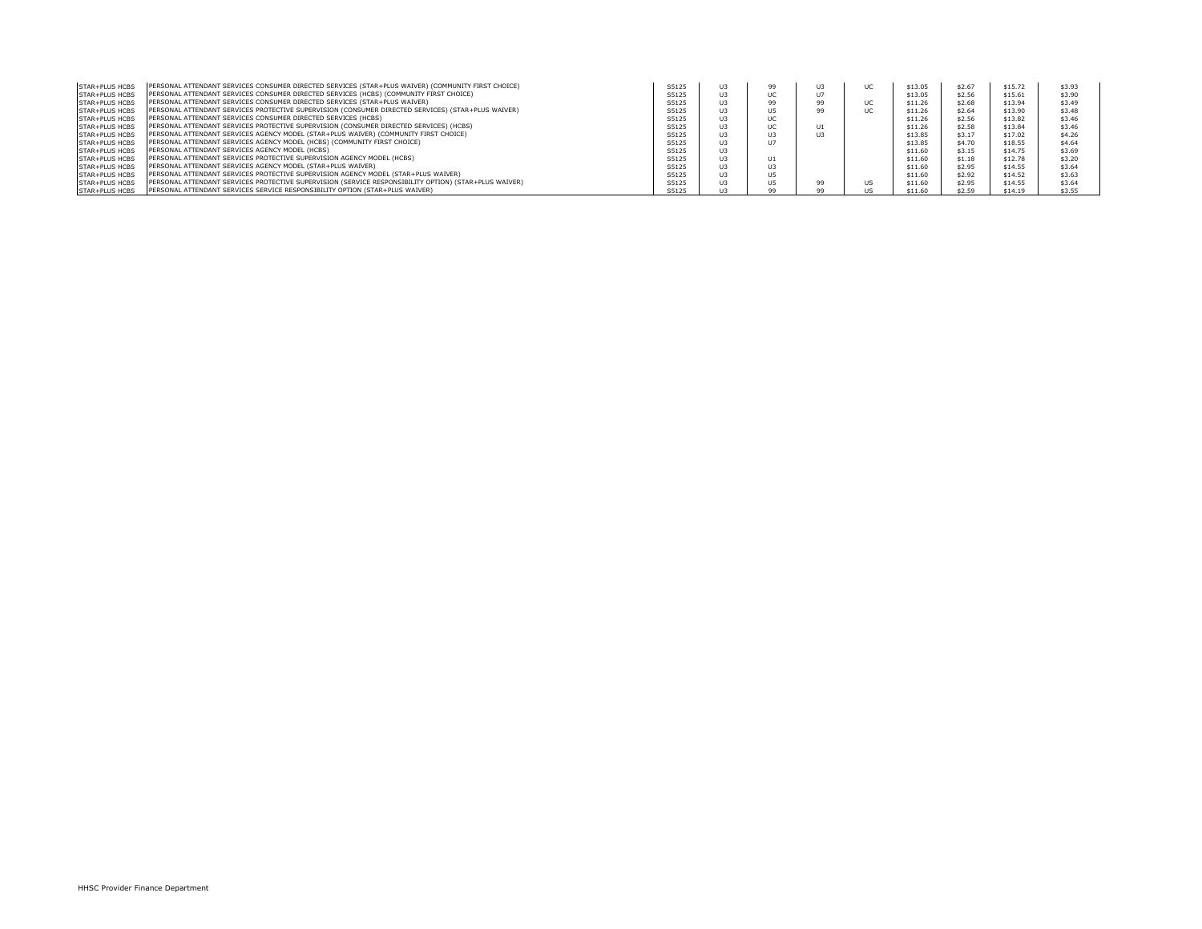| | | | | | | | | | | |
|---|---|---|---|---|---|---|---|---|---|---|
| STAR+PLUS HCBS | PERSONAL ATTENDANT SERVICES CONSUMER DIRECTED SERVICES (STAR+PLUS WAIVER) (COMMUNITY FIRST CHOICE) | S5125 | U3 | 99 | U3 | UC | $13.05 | $2.67 | $15.72 | $3.93 |
| STAR+PLUS HCBS | PERSONAL ATTENDANT SERVICES CONSUMER DIRECTED SERVICES (HCBS) (COMMUNITY FIRST CHOICE) | S5125 | U3 | UC | U7 | | $13.05 | $2.56 | $15.61 | $3.90 |
| STAR+PLUS HCBS | PERSONAL ATTENDANT SERVICES CONSUMER DIRECTED SERVICES (STAR+PLUS WAIVER) | S5125 | U3 | 99 | 99 | UC | $11.26 | $2.68 | $13.94 | $3.49 |
| STAR+PLUS HCBS | PERSONAL ATTENDANT SERVICES PROTECTIVE SUPERVISION (CONSUMER DIRECTED SERVICES) (STAR+PLUS WAIVER) | S5125 | U3 | U5 | 99 | UC | $11.26 | $2.64 | $13.90 | $3.48 |
| STAR+PLUS HCBS | PERSONAL ATTENDANT SERVICES CONSUMER DIRECTED SERVICES (HCBS) | S5125 | U3 | UC | | | $11.26 | $2.56 | $13.82 | $3.46 |
| STAR+PLUS HCBS | PERSONAL ATTENDANT SERVICES PROTECTIVE SUPERVISION (CONSUMER DIRECTED SERVICES) (HCBS) | S5125 | U3 | UC | U1 | | $11.26 | $2.58 | $13.84 | $3.46 |
| STAR+PLUS HCBS | PERSONAL ATTENDANT SERVICES AGENCY MODEL (STAR+PLUS WAIVER) (COMMUNITY FIRST CHOICE) | S5125 | U3 | U3 | U3 | | $13.85 | $3.17 | $17.02 | $4.26 |
| STAR+PLUS HCBS | PERSONAL ATTENDANT SERVICES AGENCY MODEL (HCBS) (COMMUNITY FIRST CHOICE) | S5125 | U3 | U7 | | | $13.85 | $4.70 | $18.55 | $4.64 |
| STAR+PLUS HCBS | PERSONAL ATTENDANT SERVICES AGENCY MODEL (HCBS) | S5125 | U3 | | | | $11.60 | $3.15 | $14.75 | $3.69 |
| STAR+PLUS HCBS | PERSONAL ATTENDANT SERVICES PROTECTIVE SUPERVISION AGENCY MODEL (HCBS) | S5125 | U3 | U1 | | | $11.60 | $1.18 | $12.78 | $3.20 |
| STAR+PLUS HCBS | PERSONAL ATTENDANT SERVICES AGENCY MODEL (STAR+PLUS WAIVER) | S5125 | U3 | U3 | | | $11.60 | $2.95 | $14.55 | $3.64 |
| STAR+PLUS HCBS | PERSONAL ATTENDANT SERVICES PROTECTIVE SUPERVISION AGENCY MODEL (STAR+PLUS WAIVER) | S5125 | U3 | U5 | | | $11.60 | $2.92 | $14.52 | $3.63 |
| STAR+PLUS HCBS | PERSONAL ATTENDANT SERVICES PROTECTIVE SUPERVISION (SERVICE RESPONSIBILITY OPTION) (STAR+PLUS WAIVER) | S5125 | U3 | U5 | 99 | US | $11.60 | $2.95 | $14.55 | $3.64 |
| STAR+PLUS HCBS | PERSONAL ATTENDANT SERVICES SERVICE RESPONSIBILITY OPTION (STAR+PLUS WAIVER) | S5125 | U3 | 99 | 99 | US | $11.60 | $2.59 | $14.19 | $3.55 |

HHSC Provider Finance Department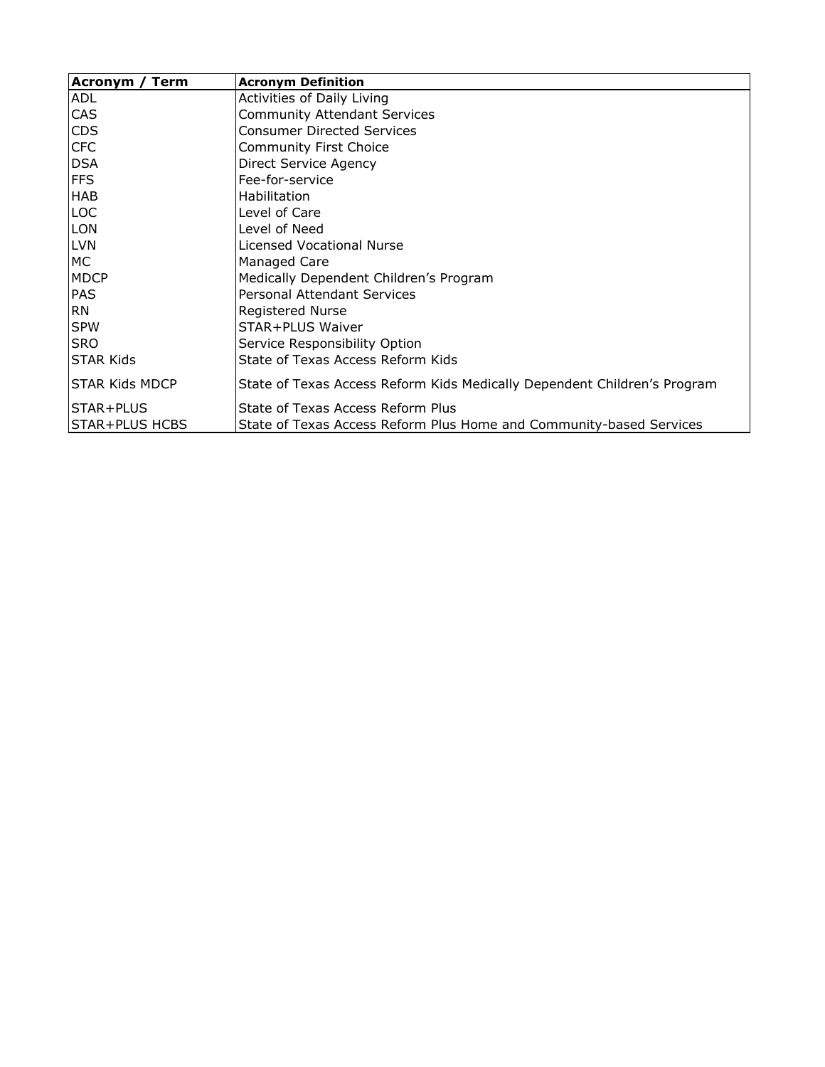| Acronym / Term | Acronym Definition |
|---|---|
| ADL | Activities of Daily Living |
| CAS | Community Attendant Services |
| CDS | Consumer Directed Services |
| CFC | Community First Choice |
| DSA | Direct Service Agency |
| FFS | Fee-for-service |
| HAB | Habilitation |
| LOC | Level of Care |
| LON | Level of Need |
| LVN | Licensed Vocational Nurse |
| MC | Managed Care |
| MDCP | Medically Dependent Children's Program |
| PAS | Personal Attendant Services |
| RN | Registered Nurse |
| SPW | STAR+PLUS Waiver |
| SRO | Service Responsibility Option |
| STAR Kids | State of Texas Access Reform Kids |
| STAR Kids MDCP | State of Texas Access Reform Kids Medically Dependent Children's Program |
| STAR+PLUS | State of Texas Access Reform Plus |
| STAR+PLUS HCBS | State of Texas Access Reform Plus Home and Community-based Services |